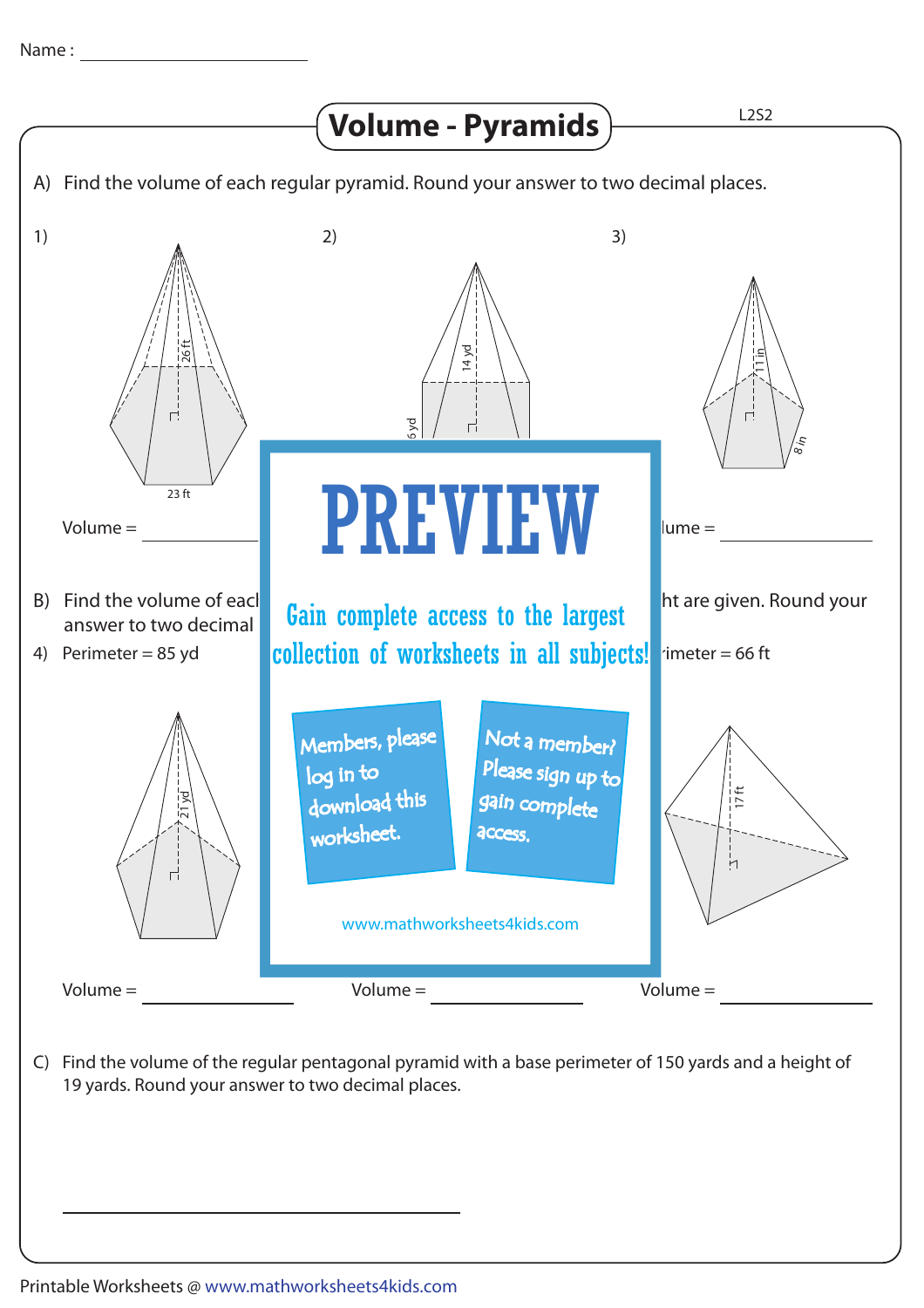Name :

# Volume - Pyramids

L2S2

A) Find the volume of each regular pyramid. Round your answer to two decimal places.

1)

26 ft

23 ft

Volume =

2)

14 yd

6 yd

3)

11 in

8 in

lume =

B) Find the volume of eacl

answer to two decimal

ht are given. Round your

4) Perimeter = 85 yd

rimeter = 66 ft

21 yd

17 ft

Volume =

Volume =

Volume =

PREVIEW

Gain complete access to the largest collection of worksheets in all subjects!

Members, please log in to download this worksheet.

Not a member? Please sign up to gain complete access.

www.mathworksheets4kids.com

C) Find the volume of the regular pentagonal pyramid with a base perimeter of 150 yards and a height of 19 yards. Round your answer to two decimal places.

Printable Worksheets @ www.mathworksheets4kids.com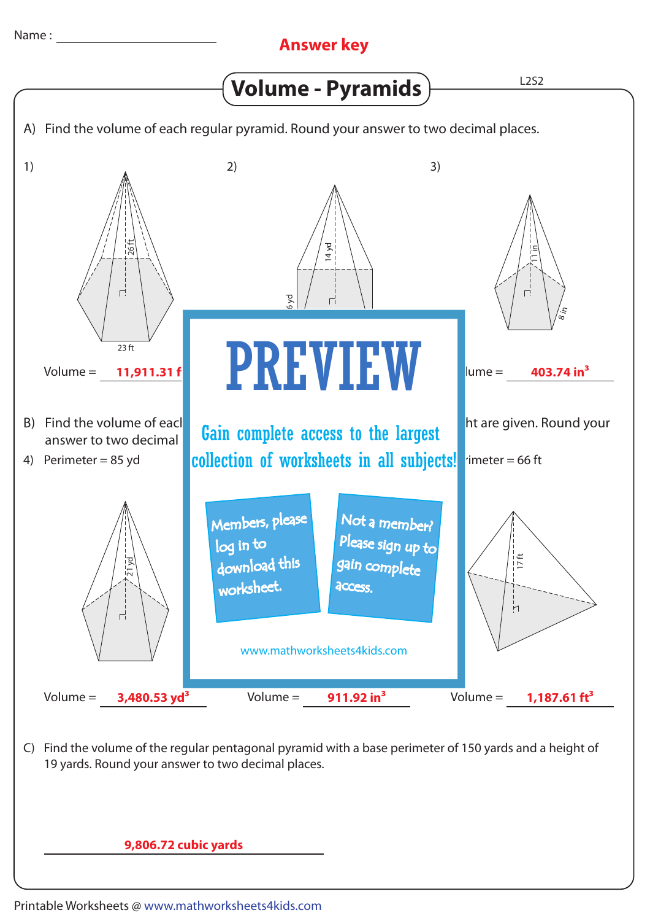Name : ____________________

**Answer key**

# Volume - Pyramids

L2S2

A) Find the volume of each regular pyramid. Round your answer to two decimal places.

1)

26 ft

23 ft

Volume = **11,911.31 f**

2)

14 yd

6 yd

3)

11 in

8 in

lume = **403.74 in³**

B) Find the volume of eac answer to two decimal … ht are given. Round your

4) Perimeter = 85 yd … rimeter = 66 ft

21 yd

17 ft

Volume = **3,480.53 yd³**

Volume = **911.92 in³**

Volume = **1,187.61 ft³**

PREVIEW

Gain complete access to the largest collection of worksheets in all subjects!

Members, please log in to download this worksheet.

Not a member? Please sign up to gain complete access.

www.mathworksheets4kids.com

C) Find the volume of the regular pentagonal pyramid with a base perimeter of 150 yards and a height of 19 yards. Round your answer to two decimal places.

**9,806.72 cubic yards**

Printable Worksheets @ www.mathworksheets4kids.com